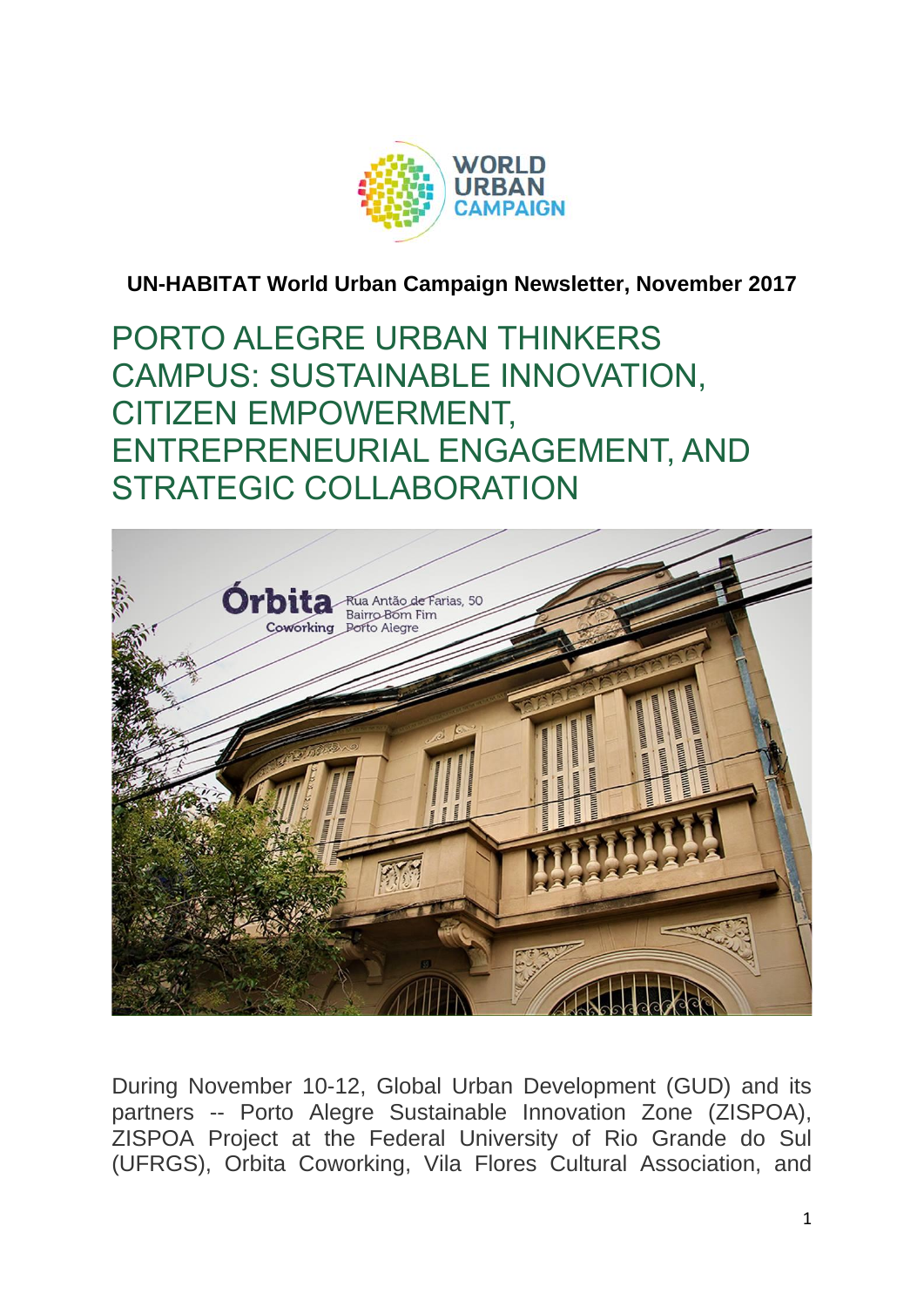**UN-HABITAT World Urban Campaign Newsletter, November 2017**

# PORTO ALEGRE URBAN THINKERS CAMPUS: SUSTAINABLE INNOVATION, CITIZEN EMPOWERMENT, ENTREPRENEURIAL ENGAGEMENT, AND STRATEGIC COLLABORATION

During November 10-12, Global Urban Development (GUD) and its partners -- Porto Alegre Sustainable Innovation Zone (ZISPOA), ZISPOA Project at the Federal University of Rio Grande do Sul (UFRGS), Orbita Coworking, Vila Flores Cultural Association, and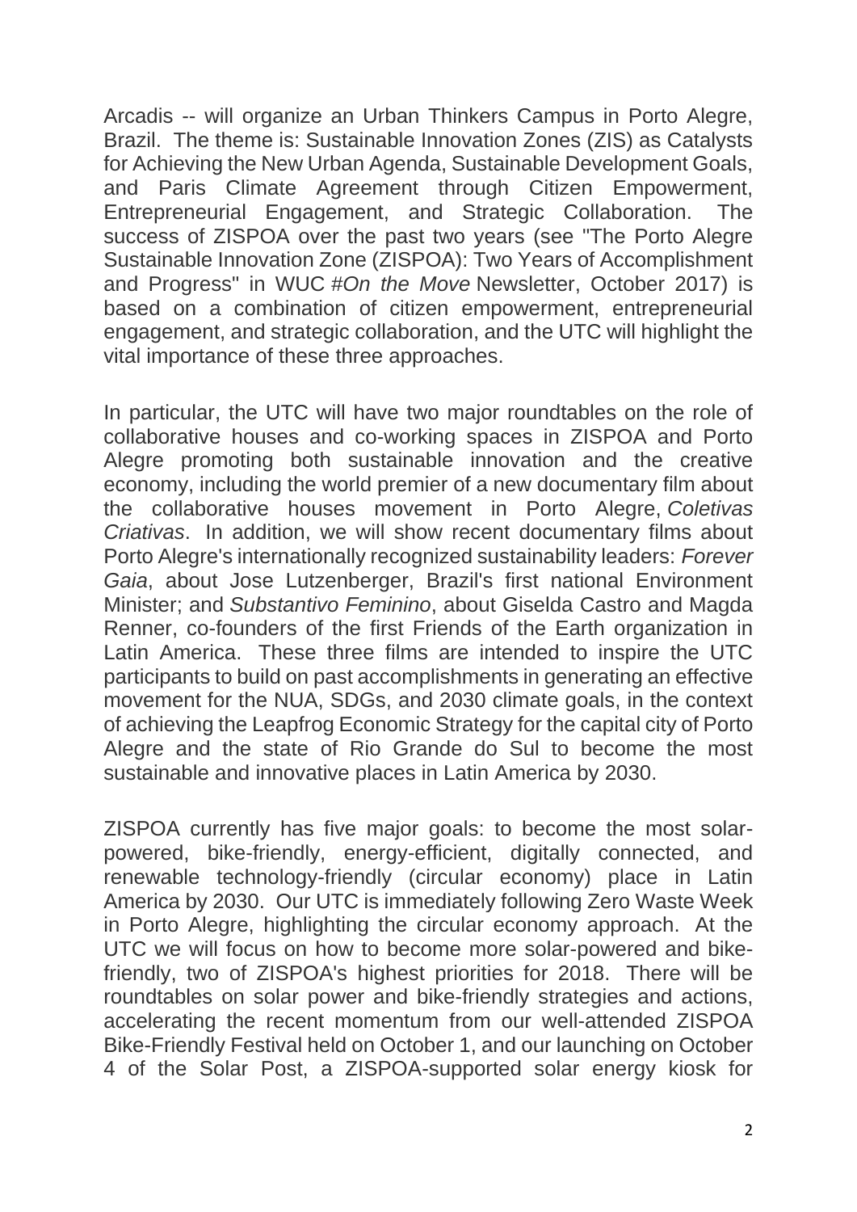Arcadis -- will organize an Urban Thinkers Campus in Porto Alegre, Brazil. The theme is: Sustainable Innovation Zones (ZIS) as Catalysts for Achieving the New Urban Agenda, Sustainable Development Goals, and Paris Climate Agreement through Citizen Empowerment, Entrepreneurial Engagement, and Strategic Collaboration. The success of ZISPOA over the past two years (see "The Porto Alegre Sustainable Innovation Zone (ZISPOA): Two Years of Accomplishment and Progress" in WUC *#On the Move* Newsletter, October 2017) is based on a combination of citizen empowerment, entrepreneurial engagement, and strategic collaboration, and the UTC will highlight the vital importance of these three approaches.

In particular, the UTC will have two major roundtables on the role of collaborative houses and co-working spaces in ZISPOA and Porto Alegre promoting both sustainable innovation and the creative economy, including the world premier of a new documentary film about the collaborative houses movement in Porto Alegre, *Coletivas Criativas*. In addition, we will show recent documentary films about Porto Alegre's internationally recognized sustainability leaders: *Forever Gaia*, about Jose Lutzenberger, Brazil's first national Environment Minister; and *Substantivo Feminino*, about Giselda Castro and Magda Renner, co-founders of the first Friends of the Earth organization in Latin America. These three films are intended to inspire the UTC participants to build on past accomplishments in generating an effective movement for the NUA, SDGs, and 2030 climate goals, in the context of achieving the Leapfrog Economic Strategy for the capital city of Porto Alegre and the state of Rio Grande do Sul to become the most sustainable and innovative places in Latin America by 2030.

ZISPOA currently has five major goals: to become the most solar-powered, bike-friendly, energy-efficient, digitally connected, and renewable technology-friendly (circular economy) place in Latin America by 2030. Our UTC is immediately following Zero Waste Week in Porto Alegre, highlighting the circular economy approach. At the UTC we will focus on how to become more solar-powered and bike-friendly, two of ZISPOA's highest priorities for 2018. There will be roundtables on solar power and bike-friendly strategies and actions, accelerating the recent momentum from our well-attended ZISPOA Bike-Friendly Festival held on October 1, and our launching on October 4 of the Solar Post, a ZISPOA-supported solar energy kiosk for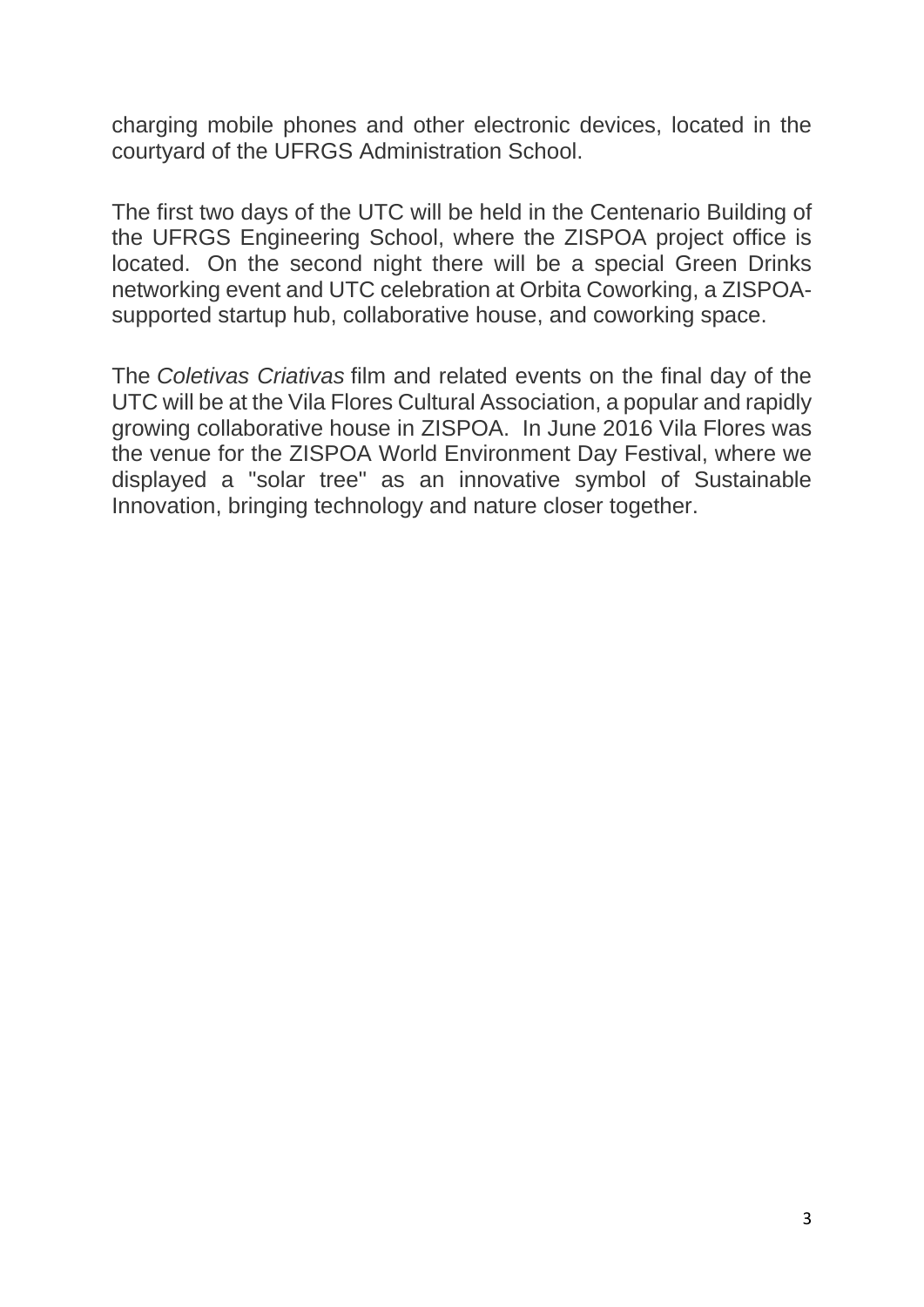charging mobile phones and other electronic devices, located in the courtyard of the UFRGS Administration School.

The first two days of the UTC will be held in the Centenario Building of the UFRGS Engineering School, where the ZISPOA project office is located. On the second night there will be a special Green Drinks networking event and UTC celebration at Orbita Coworking, a ZISPOA-supported startup hub, collaborative house, and coworking space.

The *Coletivas Criativas* film and related events on the final day of the UTC will be at the Vila Flores Cultural Association, a popular and rapidly growing collaborative house in ZISPOA. In June 2016 Vila Flores was the venue for the ZISPOA World Environment Day Festival, where we displayed a "solar tree" as an innovative symbol of Sustainable Innovation, bringing technology and nature closer together.